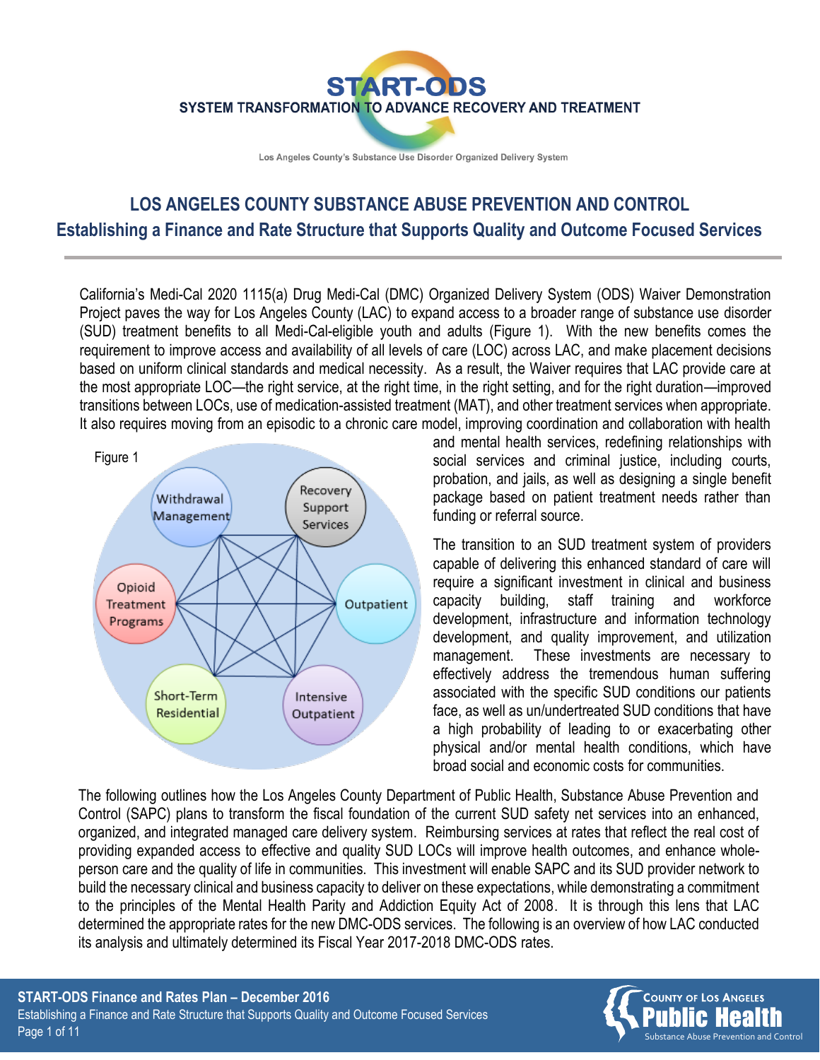# START-ODS

**SYSTEM TRANSFORMATION TO ADVANCE RECOVERY AND TREATMENT**

Los Angeles County's Substance Use Disorder Organized Delivery System

## LOS ANGELES COUNTY SUBSTANCE ABUSE PREVENTION AND CONTROL

## Establishing a Finance and Rate Structure that Supports Quality and Outcome Focused Services

California's Medi-Cal 2020 1115(a) Drug Medi-Cal (DMC) Organized Delivery System (ODS) Waiver Demonstration Project paves the way for Los Angeles County (LAC) to expand access to a broader range of substance use disorder (SUD) treatment benefits to all Medi-Cal-eligible youth and adults (Figure 1). With the new benefits comes the requirement to improve access and availability of all levels of care (LOC) across LAC, and make placement decisions based on uniform clinical standards and medical necessity. As a result, the Waiver requires that LAC provide care at the most appropriate LOC—the right service, at the right time, in the right setting, and for the right duration—improved transitions between LOCs, use of medication-assisted treatment (MAT), and other treatment services when appropriate. It also requires moving from an episodic to a chronic care model, improving coordination and collaboration with health and mental health services, redefining relationships with social services and criminal justice, including courts, probation, and jails, as well as designing a single benefit package based on patient treatment needs rather than funding or referral source.

Figure 1

Withdrawal Management; Recovery Support Services; Outpatient; Intensive Outpatient; Short-Term Residential; Opioid Treatment Programs

The transition to an SUD treatment system of providers capable of delivering this enhanced standard of care will require a significant investment in clinical and business capacity building, staff training and workforce development, infrastructure and information technology development, and quality improvement, and utilization management. These investments are necessary to effectively address the tremendous human suffering associated with the specific SUD conditions our patients face, as well as un/undertreated SUD conditions that have a high probability of leading to or exacerbating other physical and/or mental health conditions, which have broad social and economic costs for communities.

The following outlines how the Los Angeles County Department of Public Health, Substance Abuse Prevention and Control (SAPC) plans to transform the fiscal foundation of the current SUD safety net services into an enhanced, organized, and integrated managed care delivery system. Reimbursing services at rates that reflect the real cost of providing expanded access to effective and quality SUD LOCs will improve health outcomes, and enhance whole-person care and the quality of life in communities. This investment will enable SAPC and its SUD provider network to build the necessary clinical and business capacity to deliver on these expectations, while demonstrating a commitment to the principles of the Mental Health Parity and Addiction Equity Act of 2008. It is through this lens that LAC determined the appropriate rates for the new DMC-ODS services. The following is an overview of how LAC conducted its analysis and ultimately determined its Fiscal Year 2017-2018 DMC-ODS rates.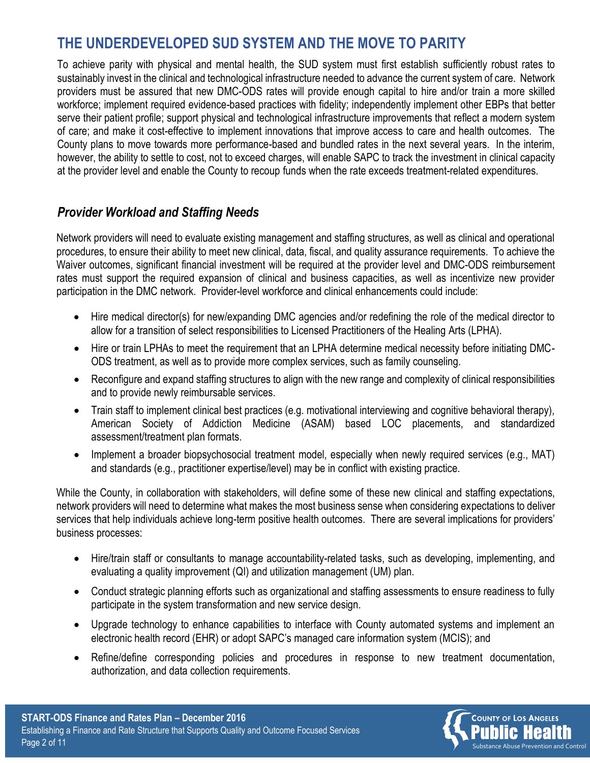## THE UNDERDEVELOPED SUD SYSTEM AND THE MOVE TO PARITY

To achieve parity with physical and mental health, the SUD system must first establish sufficiently robust rates to sustainably invest in the clinical and technological infrastructure needed to advance the current system of care. Network providers must be assured that new DMC-ODS rates will provide enough capital to hire and/or train a more skilled workforce; implement required evidence-based practices with fidelity; independently implement other EBPs that better serve their patient profile; support physical and technological infrastructure improvements that reflect a modern system of care; and make it cost-effective to implement innovations that improve access to care and health outcomes. The County plans to move towards more performance-based and bundled rates in the next several years. In the interim, however, the ability to settle to cost, not to exceed charges, will enable SAPC to track the investment in clinical capacity at the provider level and enable the County to recoup funds when the rate exceeds treatment-related expenditures.

### *Provider Workload and Staffing Needs*

Network providers will need to evaluate existing management and staffing structures, as well as clinical and operational procedures, to ensure their ability to meet new clinical, data, fiscal, and quality assurance requirements. To achieve the Waiver outcomes, significant financial investment will be required at the provider level and DMC-ODS reimbursement rates must support the required expansion of clinical and business capacities, as well as incentivize new provider participation in the DMC network. Provider-level workforce and clinical enhancements could include:

- Hire medical director(s) for new/expanding DMC agencies and/or redefining the role of the medical director to allow for a transition of select responsibilities to Licensed Practitioners of the Healing Arts (LPHA).
- Hire or train LPHAs to meet the requirement that an LPHA determine medical necessity before initiating DMC-ODS treatment, as well as to provide more complex services, such as family counseling.
- Reconfigure and expand staffing structures to align with the new range and complexity of clinical responsibilities and to provide newly reimbursable services.
- Train staff to implement clinical best practices (e.g. motivational interviewing and cognitive behavioral therapy), American Society of Addiction Medicine (ASAM) based LOC placements, and standardized assessment/treatment plan formats.
- Implement a broader biopsychosocial treatment model, especially when newly required services (e.g., MAT) and standards (e.g., practitioner expertise/level) may be in conflict with existing practice.

While the County, in collaboration with stakeholders, will define some of these new clinical and staffing expectations, network providers will need to determine what makes the most business sense when considering expectations to deliver services that help individuals achieve long-term positive health outcomes. There are several implications for providers' business processes:

- Hire/train staff or consultants to manage accountability-related tasks, such as developing, implementing, and evaluating a quality improvement (QI) and utilization management (UM) plan.
- Conduct strategic planning efforts such as organizational and staffing assessments to ensure readiness to fully participate in the system transformation and new service design.
- Upgrade technology to enhance capabilities to interface with County automated systems and implement an electronic health record (EHR) or adopt SAPC's managed care information system (MCIS); and
- Refine/define corresponding policies and procedures in response to new treatment documentation, authorization, and data collection requirements.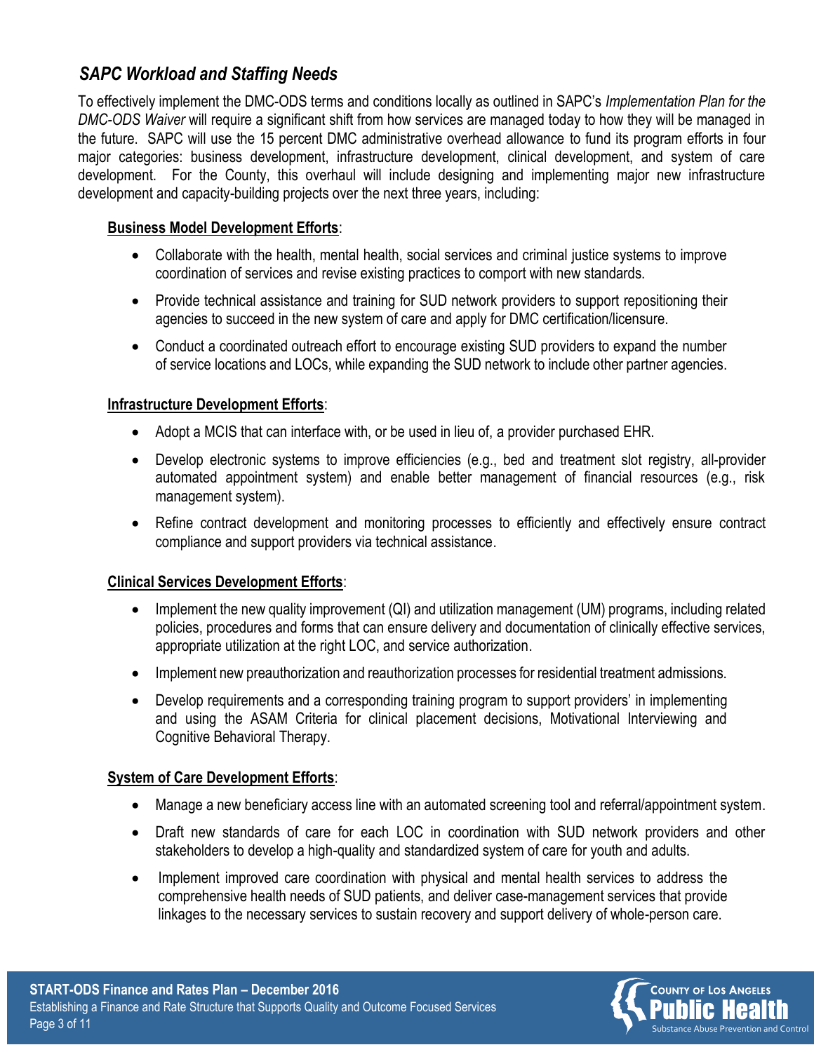## *SAPC Workload and Staffing Needs*

To effectively implement the DMC-ODS terms and conditions locally as outlined in SAPC's *Implementation Plan for the DMC-ODS Waiver* will require a significant shift from how services are managed today to how they will be managed in the future. SAPC will use the 15 percent DMC administrative overhead allowance to fund its program efforts in four major categories: business development, infrastructure development, clinical development, and system of care development. For the County, this overhaul will include designing and implementing major new infrastructure development and capacity-building projects over the next three years, including:

**Business Model Development Efforts**:

- Collaborate with the health, mental health, social services and criminal justice systems to improve coordination of services and revise existing practices to comport with new standards.
- Provide technical assistance and training for SUD network providers to support repositioning their agencies to succeed in the new system of care and apply for DMC certification/licensure.
- Conduct a coordinated outreach effort to encourage existing SUD providers to expand the number of service locations and LOCs, while expanding the SUD network to include other partner agencies.

**Infrastructure Development Efforts**:

- Adopt a MCIS that can interface with, or be used in lieu of, a provider purchased EHR.
- Develop electronic systems to improve efficiencies (e.g., bed and treatment slot registry, all-provider automated appointment system) and enable better management of financial resources (e.g., risk management system).
- Refine contract development and monitoring processes to efficiently and effectively ensure contract compliance and support providers via technical assistance.

**Clinical Services Development Efforts**:

- Implement the new quality improvement (QI) and utilization management (UM) programs, including related policies, procedures and forms that can ensure delivery and documentation of clinically effective services, appropriate utilization at the right LOC, and service authorization.
- Implement new preauthorization and reauthorization processes for residential treatment admissions.
- Develop requirements and a corresponding training program to support providers' in implementing and using the ASAM Criteria for clinical placement decisions, Motivational Interviewing and Cognitive Behavioral Therapy.

**System of Care Development Efforts**:

- Manage a new beneficiary access line with an automated screening tool and referral/appointment system.
- Draft new standards of care for each LOC in coordination with SUD network providers and other stakeholders to develop a high-quality and standardized system of care for youth and adults.
- Implement improved care coordination with physical and mental health services to address the comprehensive health needs of SUD patients, and deliver case-management services that provide linkages to the necessary services to sustain recovery and support delivery of whole-person care.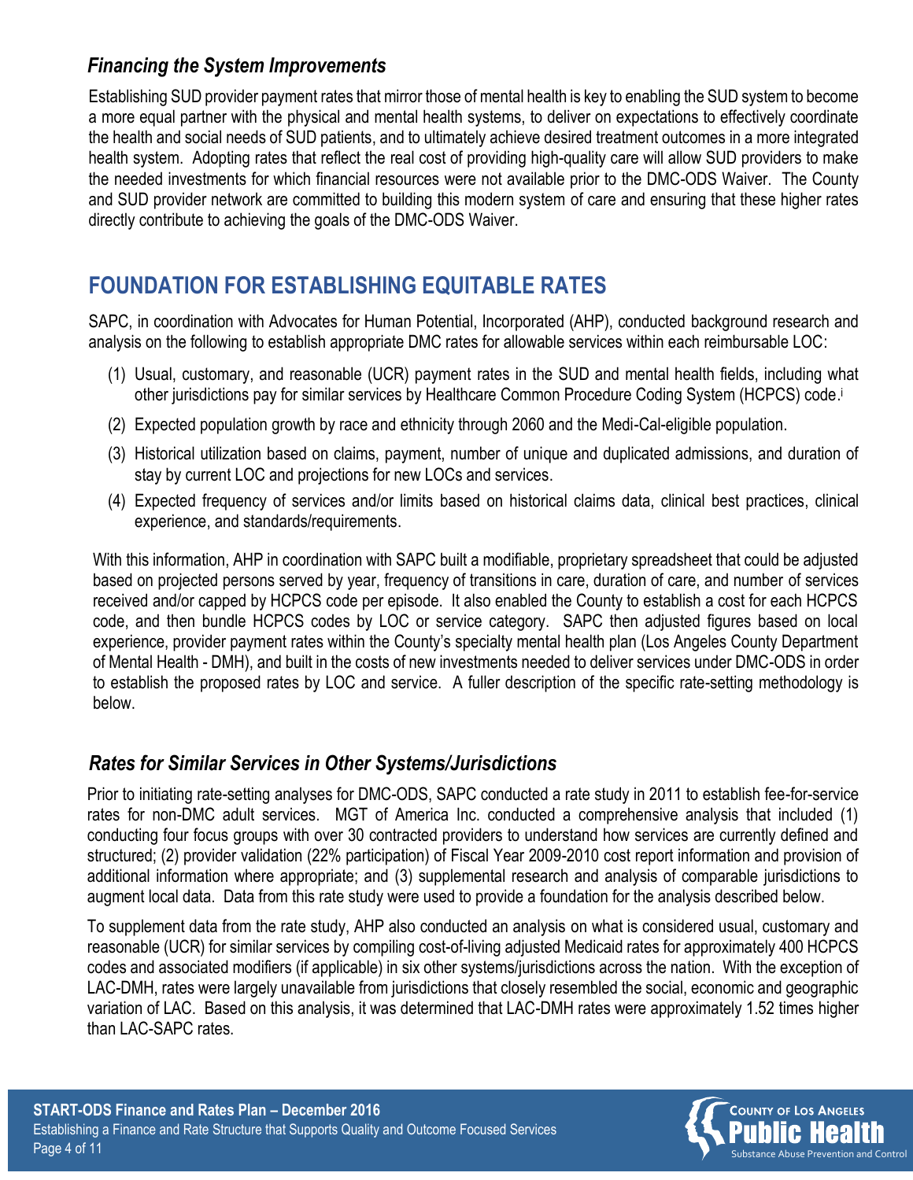### *Financing the System Improvements*

Establishing SUD provider payment rates that mirror those of mental health is key to enabling the SUD system to become a more equal partner with the physical and mental health systems, to deliver on expectations to effectively coordinate the health and social needs of SUD patients, and to ultimately achieve desired treatment outcomes in a more integrated health system. Adopting rates that reflect the real cost of providing high-quality care will allow SUD providers to make the needed investments for which financial resources were not available prior to the DMC-ODS Waiver. The County and SUD provider network are committed to building this modern system of care and ensuring that these higher rates directly contribute to achieving the goals of the DMC-ODS Waiver.

## FOUNDATION FOR ESTABLISHING EQUITABLE RATES

SAPC, in coordination with Advocates for Human Potential, Incorporated (AHP), conducted background research and analysis on the following to establish appropriate DMC rates for allowable services within each reimbursable LOC:

(1) Usual, customary, and reasonable (UCR) payment rates in the SUD and mental health fields, including what other jurisdictions pay for similar services by Healthcare Common Procedure Coding System (HCPCS) code.[i]

(2) Expected population growth by race and ethnicity through 2060 and the Medi-Cal-eligible population.

(3) Historical utilization based on claims, payment, number of unique and duplicated admissions, and duration of stay by current LOC and projections for new LOCs and services.

(4) Expected frequency of services and/or limits based on historical claims data, clinical best practices, clinical experience, and standards/requirements.

With this information, AHP in coordination with SAPC built a modifiable, proprietary spreadsheet that could be adjusted based on projected persons served by year, frequency of transitions in care, duration of care, and number of services received and/or capped by HCPCS code per episode. It also enabled the County to establish a cost for each HCPCS code, and then bundle HCPCS codes by LOC or service category. SAPC then adjusted figures based on local experience, provider payment rates within the County's specialty mental health plan (Los Angeles County Department of Mental Health - DMH), and built in the costs of new investments needed to deliver services under DMC-ODS in order to establish the proposed rates by LOC and service. A fuller description of the specific rate-setting methodology is below.

### *Rates for Similar Services in Other Systems/Jurisdictions*

Prior to initiating rate-setting analyses for DMC-ODS, SAPC conducted a rate study in 2011 to establish fee-for-service rates for non-DMC adult services. MGT of America Inc. conducted a comprehensive analysis that included (1) conducting four focus groups with over 30 contracted providers to understand how services are currently defined and structured; (2) provider validation (22% participation) of Fiscal Year 2009-2010 cost report information and provision of additional information where appropriate; and (3) supplemental research and analysis of comparable jurisdictions to augment local data. Data from this rate study were used to provide a foundation for the analysis described below.

To supplement data from the rate study, AHP also conducted an analysis on what is considered usual, customary and reasonable (UCR) for similar services by compiling cost-of-living adjusted Medicaid rates for approximately 400 HCPCS codes and associated modifiers (if applicable) in six other systems/jurisdictions across the nation. With the exception of LAC-DMH, rates were largely unavailable from jurisdictions that closely resembled the social, economic and geographic variation of LAC. Based on this analysis, it was determined that LAC-DMH rates were approximately 1.52 times higher than LAC-SAPC rates.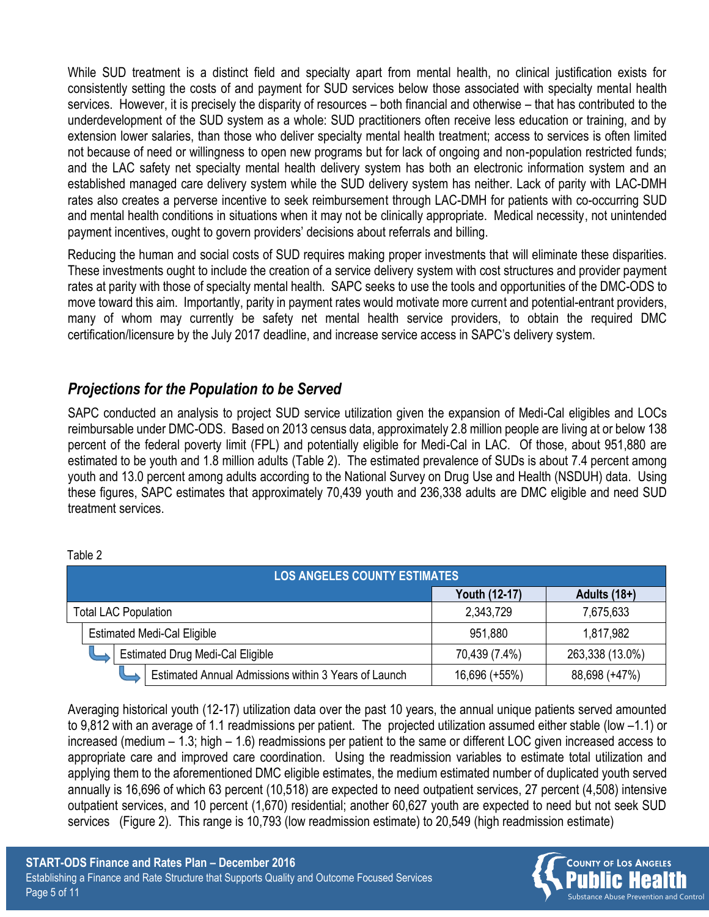While SUD treatment is a distinct field and specialty apart from mental health, no clinical justification exists for consistently setting the costs of and payment for SUD services below those associated with specialty mental health services. However, it is precisely the disparity of resources – both financial and otherwise – that has contributed to the underdevelopment of the SUD system as a whole: SUD practitioners often receive less education or training, and by extension lower salaries, than those who deliver specialty mental health treatment; access to services is often limited not because of need or willingness to open new programs but for lack of ongoing and non-population restricted funds; and the LAC safety net specialty mental health delivery system has both an electronic information system and an established managed care delivery system while the SUD delivery system has neither. Lack of parity with LAC-DMH rates also creates a perverse incentive to seek reimbursement through LAC-DMH for patients with co-occurring SUD and mental health conditions in situations when it may not be clinically appropriate. Medical necessity, not unintended payment incentives, ought to govern providers' decisions about referrals and billing.

Reducing the human and social costs of SUD requires making proper investments that will eliminate these disparities. These investments ought to include the creation of a service delivery system with cost structures and provider payment rates at parity with those of specialty mental health. SAPC seeks to use the tools and opportunities of the DMC-ODS to move toward this aim. Importantly, parity in payment rates would motivate more current and potential-entrant providers, many of whom may currently be safety net mental health service providers, to obtain the required DMC certification/licensure by the July 2017 deadline, and increase service access in SAPC's delivery system.

## *Projections for the Population to be Served*

SAPC conducted an analysis to project SUD service utilization given the expansion of Medi-Cal eligibles and LOCs reimbursable under DMC-ODS. Based on 2013 census data, approximately 2.8 million people are living at or below 138 percent of the federal poverty limit (FPL) and potentially eligible for Medi-Cal in LAC. Of those, about 951,880 are estimated to be youth and 1.8 million adults (Table 2). The estimated prevalence of SUDs is about 7.4 percent among youth and 13.0 percent among adults according to the National Survey on Drug Use and Health (NSDUH) data. Using these figures, SAPC estimates that approximately 70,439 youth and 236,338 adults are DMC eligible and need SUD treatment services.

Table 2

| LOS ANGELES COUNTY ESTIMATES | | |
|---|---|---|
| | **Youth (12-17)** | **Adults (18+)** |
| Total LAC Population | 2,343,729 | 7,675,633 |
| Estimated Medi-Cal Eligible | 951,880 | 1,817,982 |
| Estimated Drug Medi-Cal Eligible | 70,439 (7.4%) | 263,338 (13.0%) |
| Estimated Annual Admissions within 3 Years of Launch | 16,696 (+55%) | 88,698 (+47%) |

Averaging historical youth (12-17) utilization data over the past 10 years, the annual unique patients served amounted to 9,812 with an average of 1.1 readmissions per patient. The projected utilization assumed either stable (low –1.1) or increased (medium – 1.3; high – 1.6) readmissions per patient to the same or different LOC given increased access to appropriate care and improved care coordination. Using the readmission variables to estimate total utilization and applying them to the aforementioned DMC eligible estimates, the medium estimated number of duplicated youth served annually is 16,696 of which 63 percent (10,518) are expected to need outpatient services, 27 percent (4,508) intensive outpatient services, and 10 percent (1,670) residential; another 60,627 youth are expected to need but not seek SUD services (Figure 2). This range is 10,793 (low readmission estimate) to 20,549 (high readmission estimate)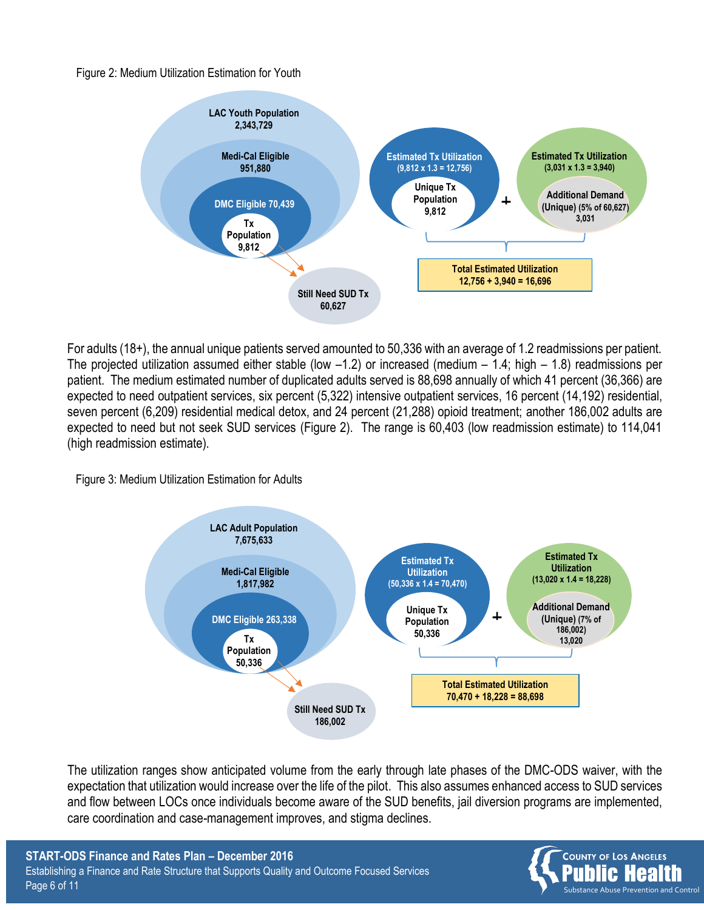Figure 2: Medium Utilization Estimation for Youth

LAC Youth Population 2,343,729

Medi-Cal Eligible 951,880

DMC Eligible 70,439

Tx Population 9,812

Still Need SUD Tx 60,627

Estimated Tx Utilization (9,812 x 1.3 = 12,756)

Unique Tx Population 9,812

+

Estimated Tx Utilization (3,031 x 1.3 = 3,940)

Additional Demand (Unique) (5% of 60,627) 3,031

Total Estimated Utilization 12,756 + 3,940 = 16,696

For adults (18+), the annual unique patients served amounted to 50,336 with an average of 1.2 readmissions per patient. The projected utilization assumed either stable (low –1.2) or increased (medium – 1.4; high – 1.8) readmissions per patient. The medium estimated number of duplicated adults served is 88,698 annually of which 41 percent (36,366) are expected to need outpatient services, six percent (5,322) intensive outpatient services, 16 percent (14,192) residential, seven percent (6,209) residential medical detox, and 24 percent (21,288) opioid treatment; another 186,002 adults are expected to need but not seek SUD services (Figure 2). The range is 60,403 (low readmission estimate) to 114,041 (high readmission estimate).

Figure 3: Medium Utilization Estimation for Adults

LAC Adult Population 7,675,633

Medi-Cal Eligible 1,817,982

DMC Eligible 263,338

Tx Population 50,336

Still Need SUD Tx 186,002

Estimated Tx Utilization (50,336 x 1.4 = 70,470)

Unique Tx Population 50,336

+

Estimated Tx Utilization (13,020 x 1.4 = 18,228)

Additional Demand (Unique) (7% of 186,002) 13,020

Total Estimated Utilization 70,470 + 18,228 = 88,698

The utilization ranges show anticipated volume from the early through late phases of the DMC-ODS waiver, with the expectation that utilization would increase over the life of the pilot. This also assumes enhanced access to SUD services and flow between LOCs once individuals become aware of the SUD benefits, jail diversion programs are implemented, care coordination and case-management improves, and stigma declines.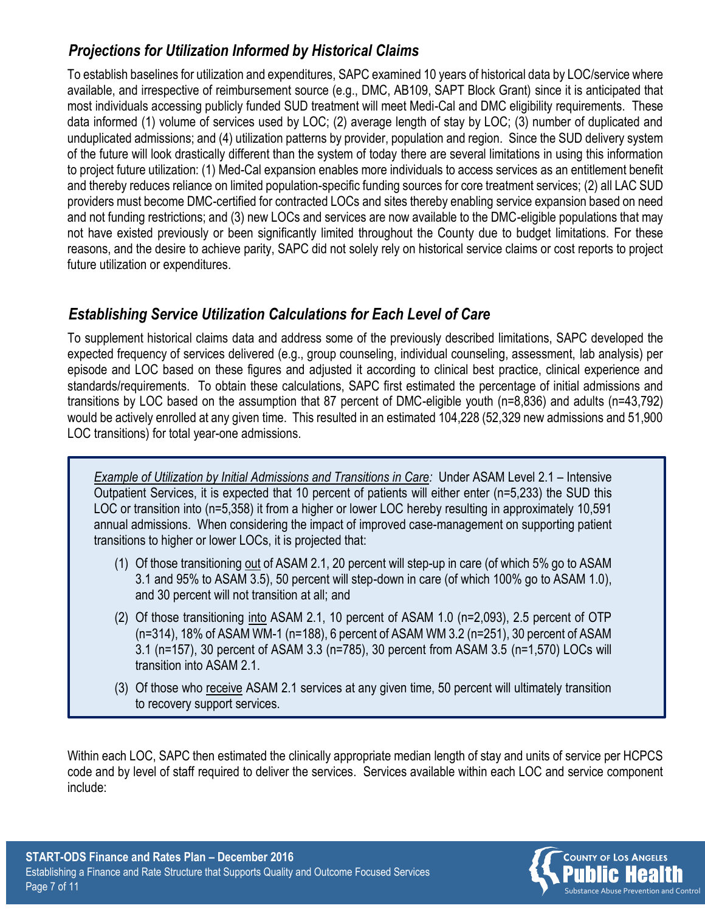## *Projections for Utilization Informed by Historical Claims*

To establish baselines for utilization and expenditures, SAPC examined 10 years of historical data by LOC/service where available, and irrespective of reimbursement source (e.g., DMC, AB109, SAPT Block Grant) since it is anticipated that most individuals accessing publicly funded SUD treatment will meet Medi-Cal and DMC eligibility requirements. These data informed (1) volume of services used by LOC; (2) average length of stay by LOC; (3) number of duplicated and unduplicated admissions; and (4) utilization patterns by provider, population and region. Since the SUD delivery system of the future will look drastically different than the system of today there are several limitations in using this information to project future utilization: (1) Med-Cal expansion enables more individuals to access services as an entitlement benefit and thereby reduces reliance on limited population-specific funding sources for core treatment services; (2) all LAC SUD providers must become DMC-certified for contracted LOCs and sites thereby enabling service expansion based on need and not funding restrictions; and (3) new LOCs and services are now available to the DMC-eligible populations that may not have existed previously or been significantly limited throughout the County due to budget limitations. For these reasons, and the desire to achieve parity, SAPC did not solely rely on historical service claims or cost reports to project future utilization or expenditures.

## *Establishing Service Utilization Calculations for Each Level of Care*

To supplement historical claims data and address some of the previously described limitations, SAPC developed the expected frequency of services delivered (e.g., group counseling, individual counseling, assessment, lab analysis) per episode and LOC based on these figures and adjusted it according to clinical best practice, clinical experience and standards/requirements. To obtain these calculations, SAPC first estimated the percentage of initial admissions and transitions by LOC based on the assumption that 87 percent of DMC-eligible youth (n=8,836) and adults (n=43,792) would be actively enrolled at any given time. This resulted in an estimated 104,228 (52,329 new admissions and 51,900 LOC transitions) for total year-one admissions.

> *Example of Utilization by Initial Admissions and Transitions in Care:* Under ASAM Level 2.1 – Intensive Outpatient Services, it is expected that 10 percent of patients will either enter (n=5,233) the SUD this LOC or transition into (n=5,358) it from a higher or lower LOC hereby resulting in approximately 10,591 annual admissions. When considering the impact of improved case-management on supporting patient transitions to higher or lower LOCs, it is projected that:
>
> (1) Of those transitioning out of ASAM 2.1, 20 percent will step-up in care (of which 5% go to ASAM 3.1 and 95% to ASAM 3.5), 50 percent will step-down in care (of which 100% go to ASAM 1.0), and 30 percent will not transition at all; and
>
> (2) Of those transitioning into ASAM 2.1, 10 percent of ASAM 1.0 (n=2,093), 2.5 percent of OTP (n=314), 18% of ASAM WM-1 (n=188), 6 percent of ASAM WM 3.2 (n=251), 30 percent of ASAM 3.1 (n=157), 30 percent of ASAM 3.3 (n=785), 30 percent from ASAM 3.5 (n=1,570) LOCs will transition into ASAM 2.1.
>
> (3) Of those who receive ASAM 2.1 services at any given time, 50 percent will ultimately transition to recovery support services.

Within each LOC, SAPC then estimated the clinically appropriate median length of stay and units of service per HCPCS code and by level of staff required to deliver the services. Services available within each LOC and service component include: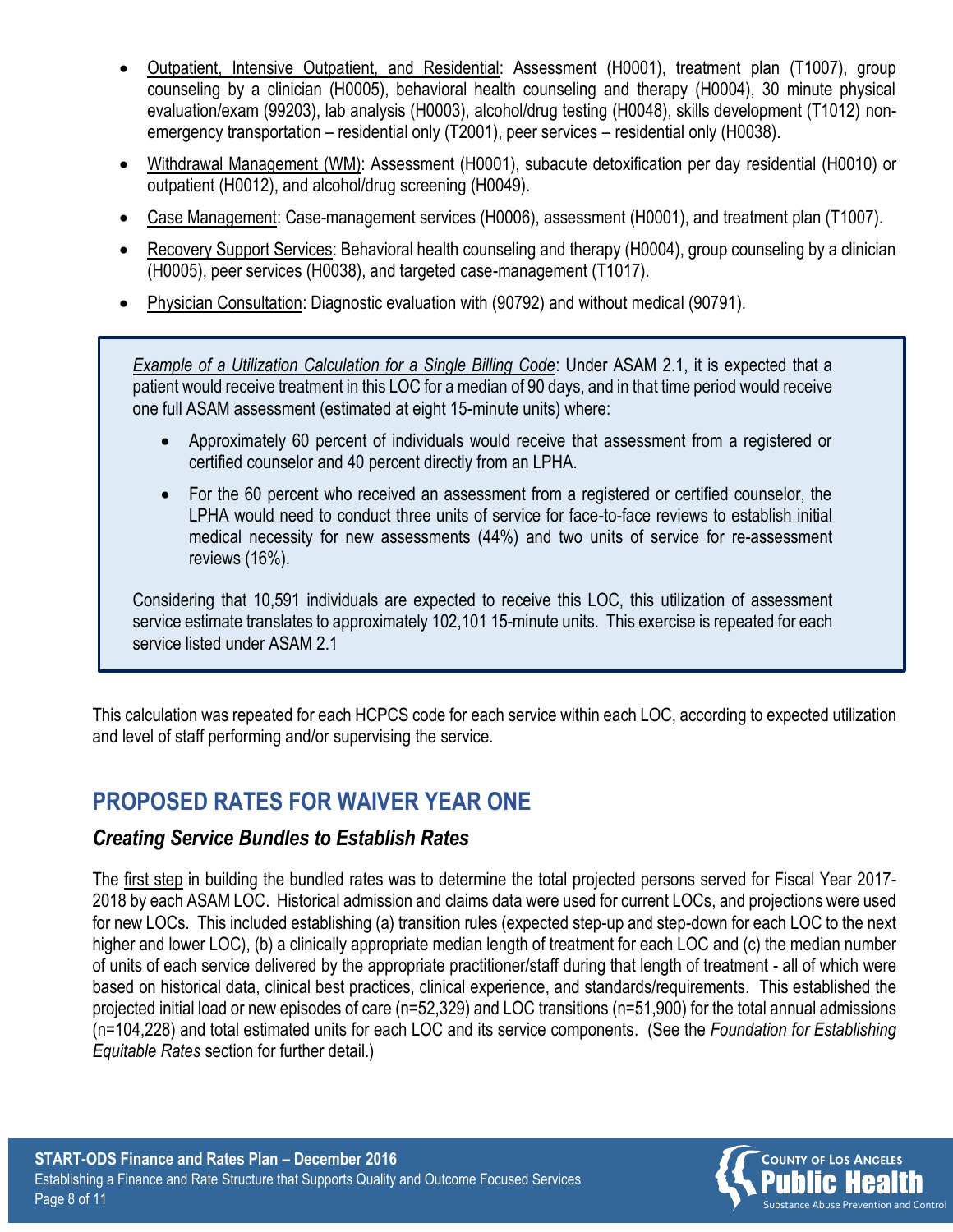- Outpatient, Intensive Outpatient, and Residential: Assessment (H0001), treatment plan (T1007), group counseling by a clinician (H0005), behavioral health counseling and therapy (H0004), 30 minute physical evaluation/exam (99203), lab analysis (H0003), alcohol/drug testing (H0048), skills development (T1012) non-emergency transportation – residential only (T2001), peer services – residential only (H0038).
- Withdrawal Management (WM): Assessment (H0001), subacute detoxification per day residential (H0010) or outpatient (H0012), and alcohol/drug screening (H0049).
- Case Management: Case-management services (H0006), assessment (H0001), and treatment plan (T1007).
- Recovery Support Services: Behavioral health counseling and therapy (H0004), group counseling by a clinician (H0005), peer services (H0038), and targeted case-management (T1017).
- Physician Consultation: Diagnostic evaluation with (90792) and without medical (90791).

> *Example of a Utilization Calculation for a Single Billing Code*: Under ASAM 2.1, it is expected that a patient would receive treatment in this LOC for a median of 90 days, and in that time period would receive one full ASAM assessment (estimated at eight 15-minute units) where:
>
> - Approximately 60 percent of individuals would receive that assessment from a registered or certified counselor and 40 percent directly from an LPHA.
> - For the 60 percent who received an assessment from a registered or certified counselor, the LPHA would need to conduct three units of service for face-to-face reviews to establish initial medical necessity for new assessments (44%) and two units of service for re-assessment reviews (16%).
>
> Considering that 10,591 individuals are expected to receive this LOC, this utilization of assessment service estimate translates to approximately 102,101 15-minute units. This exercise is repeated for each service listed under ASAM 2.1

This calculation was repeated for each HCPCS code for each service within each LOC, according to expected utilization and level of staff performing and/or supervising the service.

## PROPOSED RATES FOR WAIVER YEAR ONE

### *Creating Service Bundles to Establish Rates*

The first step in building the bundled rates was to determine the total projected persons served for Fiscal Year 2017-2018 by each ASAM LOC. Historical admission and claims data were used for current LOCs, and projections were used for new LOCs. This included establishing (a) transition rules (expected step-up and step-down for each LOC to the next higher and lower LOC), (b) a clinically appropriate median length of treatment for each LOC and (c) the median number of units of each service delivered by the appropriate practitioner/staff during that length of treatment - all of which were based on historical data, clinical best practices, clinical experience, and standards/requirements. This established the projected initial load or new episodes of care (n=52,329) and LOC transitions (n=51,900) for the total annual admissions (n=104,228) and total estimated units for each LOC and its service components. (See the *Foundation for Establishing Equitable Rates* section for further detail.)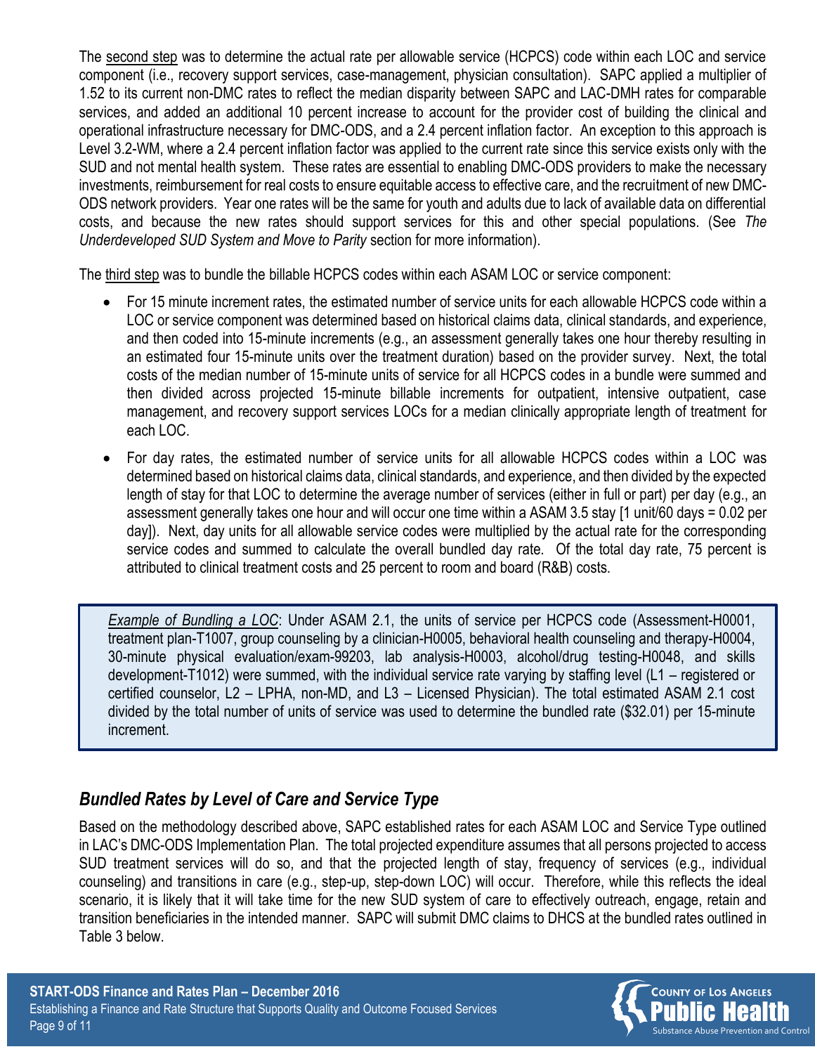The <u>second step</u> was to determine the actual rate per allowable service (HCPCS) code within each LOC and service component (i.e., recovery support services, case-management, physician consultation). SAPC applied a multiplier of 1.52 to its current non-DMC rates to reflect the median disparity between SAPC and LAC-DMH rates for comparable services, and added an additional 10 percent increase to account for the provider cost of building the clinical and operational infrastructure necessary for DMC-ODS, and a 2.4 percent inflation factor. An exception to this approach is Level 3.2-WM, where a 2.4 percent inflation factor was applied to the current rate since this service exists only with the SUD and not mental health system. These rates are essential to enabling DMC-ODS providers to make the necessary investments, reimbursement for real costs to ensure equitable access to effective care, and the recruitment of new DMC-ODS network providers. Year one rates will be the same for youth and adults due to lack of available data on differential costs, and because the new rates should support services for this and other special populations. (See *The Underdeveloped SUD System and Move to Parity* section for more information).

The <u>third step</u> was to bundle the billable HCPCS codes within each ASAM LOC or service component:

- For 15 minute increment rates, the estimated number of service units for each allowable HCPCS code within a LOC or service component was determined based on historical claims data, clinical standards, and experience, and then coded into 15-minute increments (e.g., an assessment generally takes one hour thereby resulting in an estimated four 15-minute units over the treatment duration) based on the provider survey. Next, the total costs of the median number of 15-minute units of service for all HCPCS codes in a bundle were summed and then divided across projected 15-minute billable increments for outpatient, intensive outpatient, case management, and recovery support services LOCs for a median clinically appropriate length of treatment for each LOC.
- For day rates, the estimated number of service units for all allowable HCPCS codes within a LOC was determined based on historical claims data, clinical standards, and experience, and then divided by the expected length of stay for that LOC to determine the average number of services (either in full or part) per day (e.g., an assessment generally takes one hour and will occur one time within a ASAM 3.5 stay [1 unit/60 days = 0.02 per day]). Next, day units for all allowable service codes were multiplied by the actual rate for the corresponding service codes and summed to calculate the overall bundled day rate. Of the total day rate, 75 percent is attributed to clinical treatment costs and 25 percent to room and board (R&B) costs.

> *<u>Example of Bundling a LOC</u>*: Under ASAM 2.1, the units of service per HCPCS code (Assessment-H0001, treatment plan-T1007, group counseling by a clinician-H0005, behavioral health counseling and therapy-H0004, 30-minute physical evaluation/exam-99203, lab analysis-H0003, alcohol/drug testing-H0048, and skills development-T1012) were summed, with the individual service rate varying by staffing level (L1 – registered or certified counselor, L2 – LPHA, non-MD, and L3 – Licensed Physician). The total estimated ASAM 2.1 cost divided by the total number of units of service was used to determine the bundled rate ($32.01) per 15-minute increment.

## *Bundled Rates by Level of Care and Service Type*

Based on the methodology described above, SAPC established rates for each ASAM LOC and Service Type outlined in LAC's DMC-ODS Implementation Plan. The total projected expenditure assumes that all persons projected to access SUD treatment services will do so, and that the projected length of stay, frequency of services (e.g., individual counseling) and transitions in care (e.g., step-up, step-down LOC) will occur. Therefore, while this reflects the ideal scenario, it is likely that it will take time for the new SUD system of care to effectively outreach, engage, retain and transition beneficiaries in the intended manner. SAPC will submit DMC claims to DHCS at the bundled rates outlined in Table 3 below.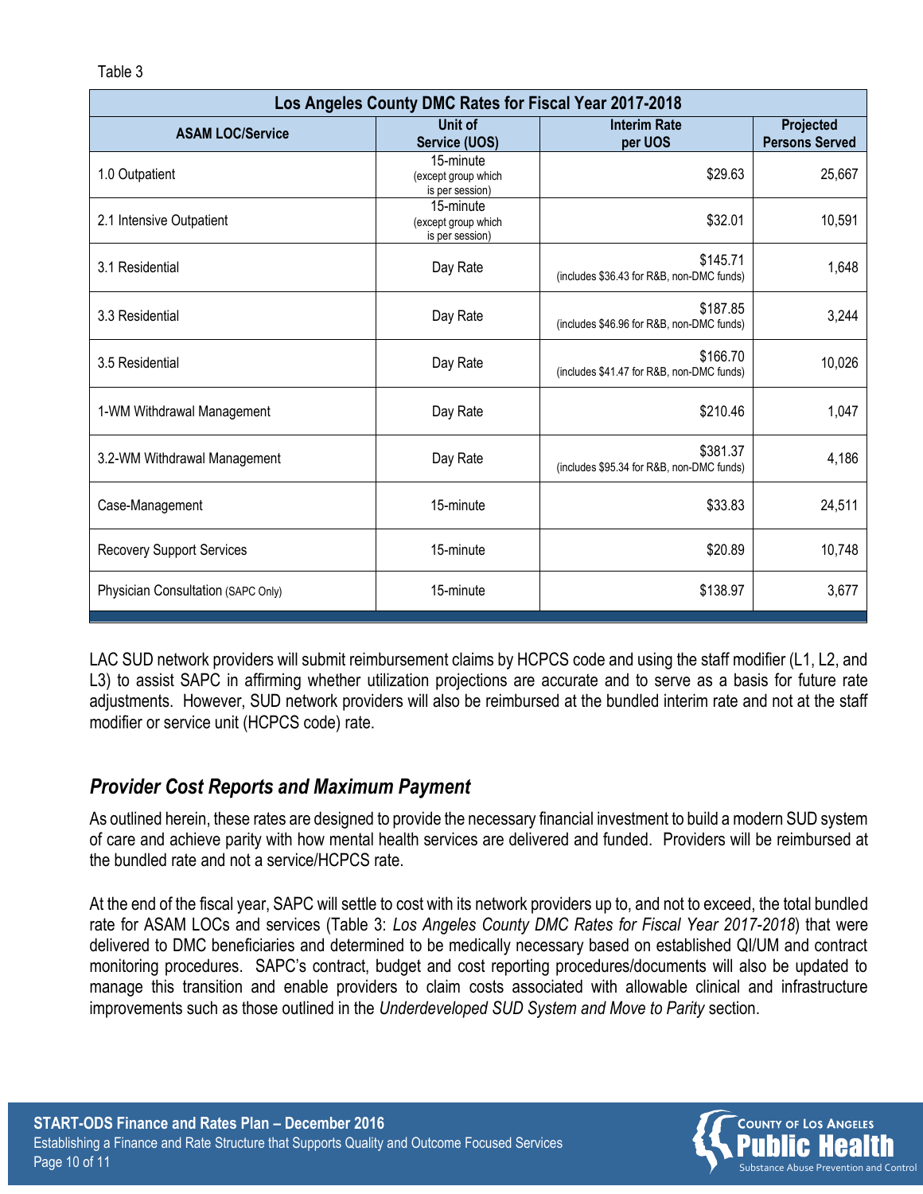Table 3

| Los Angeles County DMC Rates for Fiscal Year 2017-2018 | | | |
|---|---|---|---|
| **ASAM LOC/Service** | **Unit of Service (UOS)** | **Interim Rate per UOS** | **Projected Persons Served** |
| 1.0 Outpatient | 15-minute (except group which is per session) | $29.63 | 25,667 |
| 2.1 Intensive Outpatient | 15-minute (except group which is per session) | $32.01 | 10,591 |
| 3.1 Residential | Day Rate | $145.71 (includes $36.43 for R&B, non-DMC funds) | 1,648 |
| 3.3 Residential | Day Rate | $187.85 (includes $46.96 for R&B, non-DMC funds) | 3,244 |
| 3.5 Residential | Day Rate | $166.70 (includes $41.47 for R&B, non-DMC funds) | 10,026 |
| 1-WM Withdrawal Management | Day Rate | $210.46 | 1,047 |
| 3.2-WM Withdrawal Management | Day Rate | $381.37 (includes $95.34 for R&B, non-DMC funds) | 4,186 |
| Case-Management | 15-minute | $33.83 | 24,511 |
| Recovery Support Services | 15-minute | $20.89 | 10,748 |
| Physician Consultation (SAPC Only) | 15-minute | $138.97 | 3,677 |

LAC SUD network providers will submit reimbursement claims by HCPCS code and using the staff modifier (L1, L2, and L3) to assist SAPC in affirming whether utilization projections are accurate and to serve as a basis for future rate adjustments. However, SUD network providers will also be reimbursed at the bundled interim rate and not at the staff modifier or service unit (HCPCS code) rate.

## *Provider Cost Reports and Maximum Payment*

As outlined herein, these rates are designed to provide the necessary financial investment to build a modern SUD system of care and achieve parity with how mental health services are delivered and funded. Providers will be reimbursed at the bundled rate and not a service/HCPCS rate.

At the end of the fiscal year, SAPC will settle to cost with its network providers up to, and not to exceed, the total bundled rate for ASAM LOCs and services (Table 3: *Los Angeles County DMC Rates for Fiscal Year 2017-2018*) that were delivered to DMC beneficiaries and determined to be medically necessary based on established QI/UM and contract monitoring procedures. SAPC's contract, budget and cost reporting procedures/documents will also be updated to manage this transition and enable providers to claim costs associated with allowable clinical and infrastructure improvements such as those outlined in the *Underdeveloped SUD System and Move to Parity* section.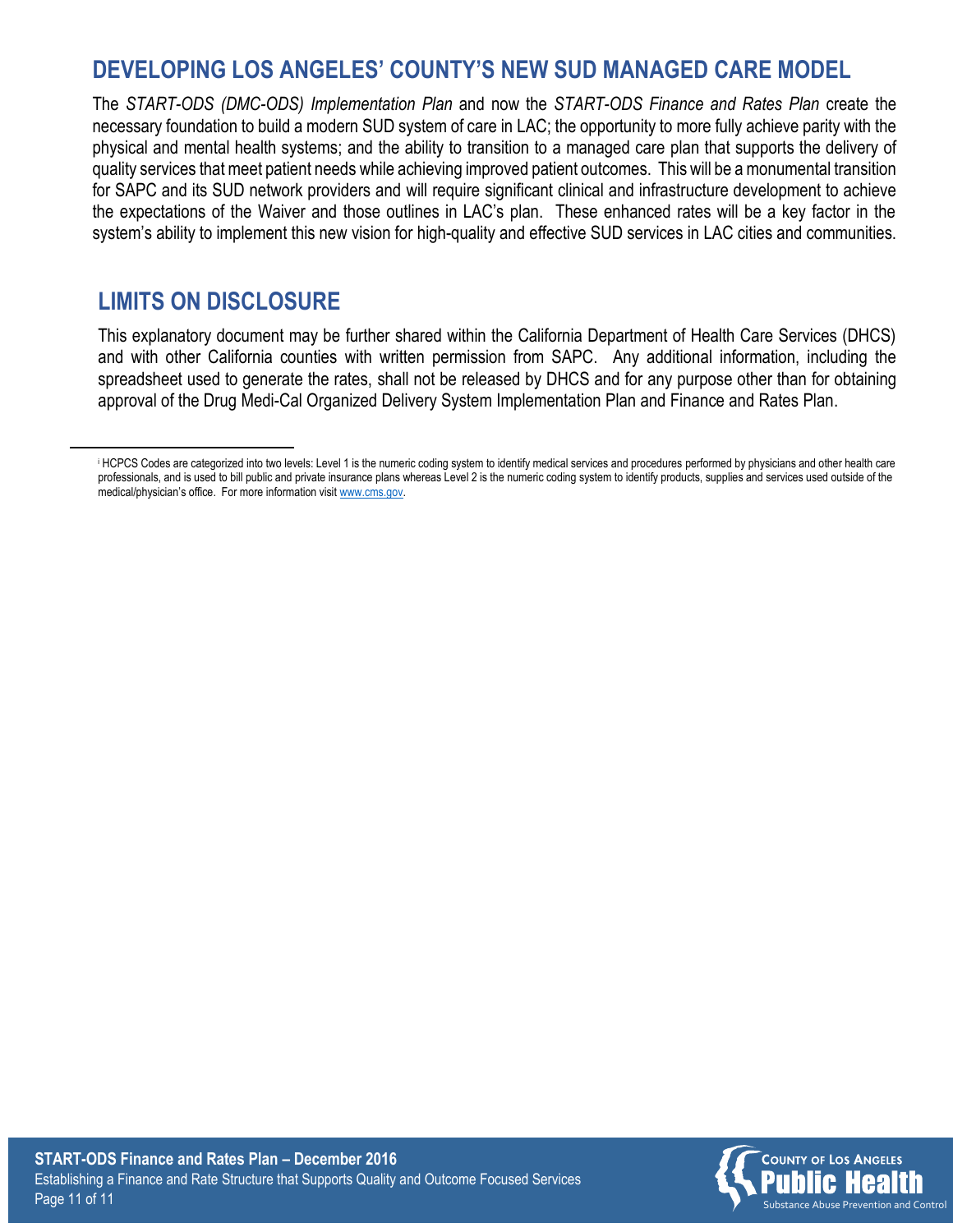## DEVELOPING LOS ANGELES' COUNTY'S NEW SUD MANAGED CARE MODEL

The *START-ODS (DMC-ODS) Implementation Plan* and now the *START-ODS Finance and Rates Plan* create the necessary foundation to build a modern SUD system of care in LAC; the opportunity to more fully achieve parity with the physical and mental health systems; and the ability to transition to a managed care plan that supports the delivery of quality services that meet patient needs while achieving improved patient outcomes. This will be a monumental transition for SAPC and its SUD network providers and will require significant clinical and infrastructure development to achieve the expectations of the Waiver and those outlines in LAC's plan. These enhanced rates will be a key factor in the system's ability to implement this new vision for high-quality and effective SUD services in LAC cities and communities.

## LIMITS ON DISCLOSURE

This explanatory document may be further shared within the California Department of Health Care Services (DHCS) and with other California counties with written permission from SAPC. Any additional information, including the spreadsheet used to generate the rates, shall not be released by DHCS and for any purpose other than for obtaining approval of the Drug Medi-Cal Organized Delivery System Implementation Plan and Finance and Rates Plan.

---

[i] HCPCS Codes are categorized into two levels: Level 1 is the numeric coding system to identify medical services and procedures performed by physicians and other health care professionals, and is used to bill public and private insurance plans whereas Level 2 is the numeric coding system to identify products, supplies and services used outside of the medical/physician's office. For more information visit www.cms.gov.